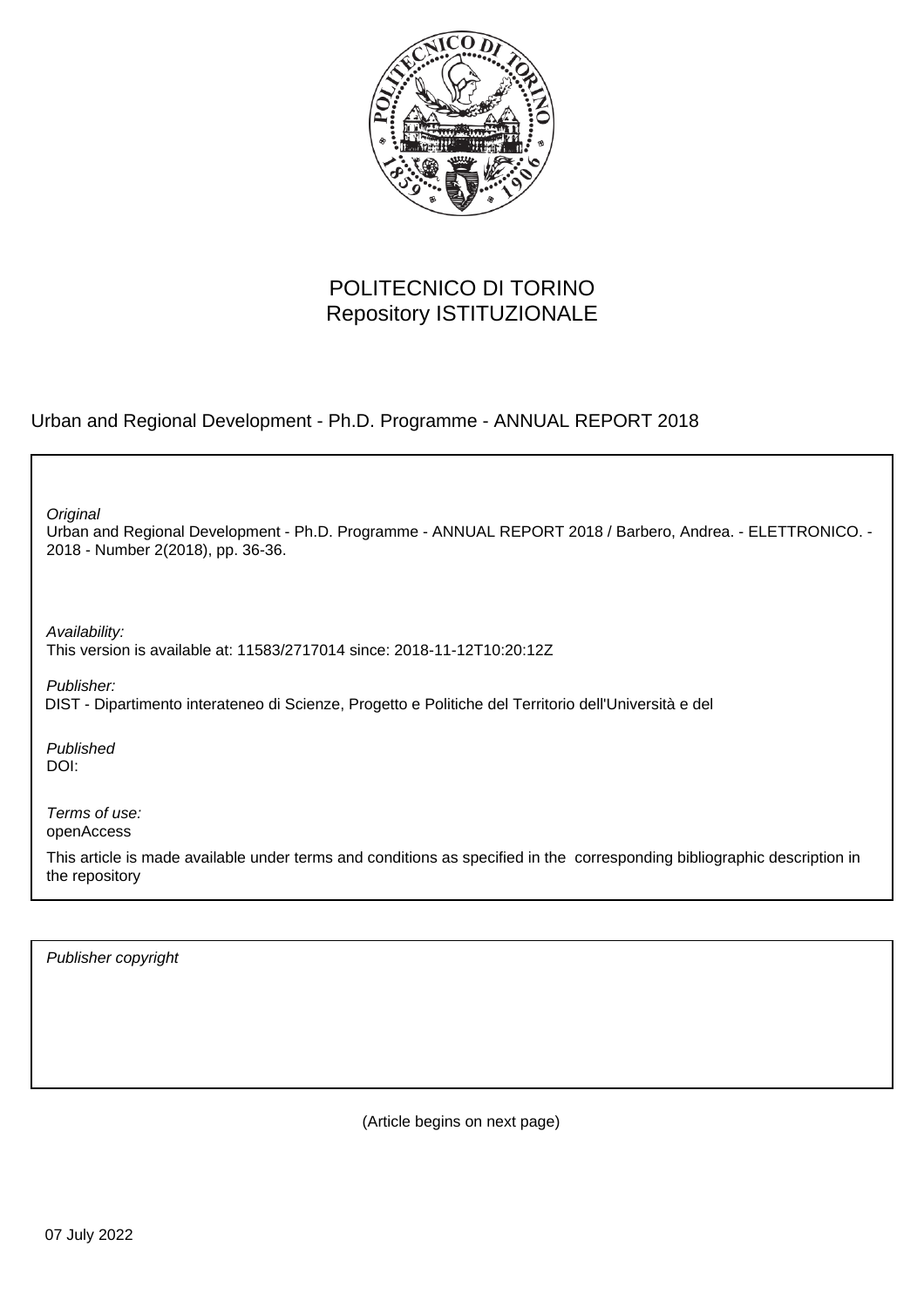POLITECNICO DI TORINO
Repository ISTITUZIONALE

Urban and Regional Development - Ph.D. Programme - ANNUAL REPORT 2018

*Original*
Urban and Regional Development - Ph.D. Programme - ANNUAL REPORT 2018 / Barbero, Andrea. - ELETTRONICO. - 2018 - Number 2(2018), pp. 36-36.

*Availability:*
This version is available at: 11583/2717014 since: 2018-11-12T10:20:12Z

*Publisher:*
DIST - Dipartimento interateneo di Scienze, Progetto e Politiche del Territorio dell'Università e del

*Published*
DOI:

*Terms of use:*
openAccess

This article is made available under terms and conditions as specified in the corresponding bibliographic description in the repository

*Publisher copyright*

(Article begins on next page)

07 July 2022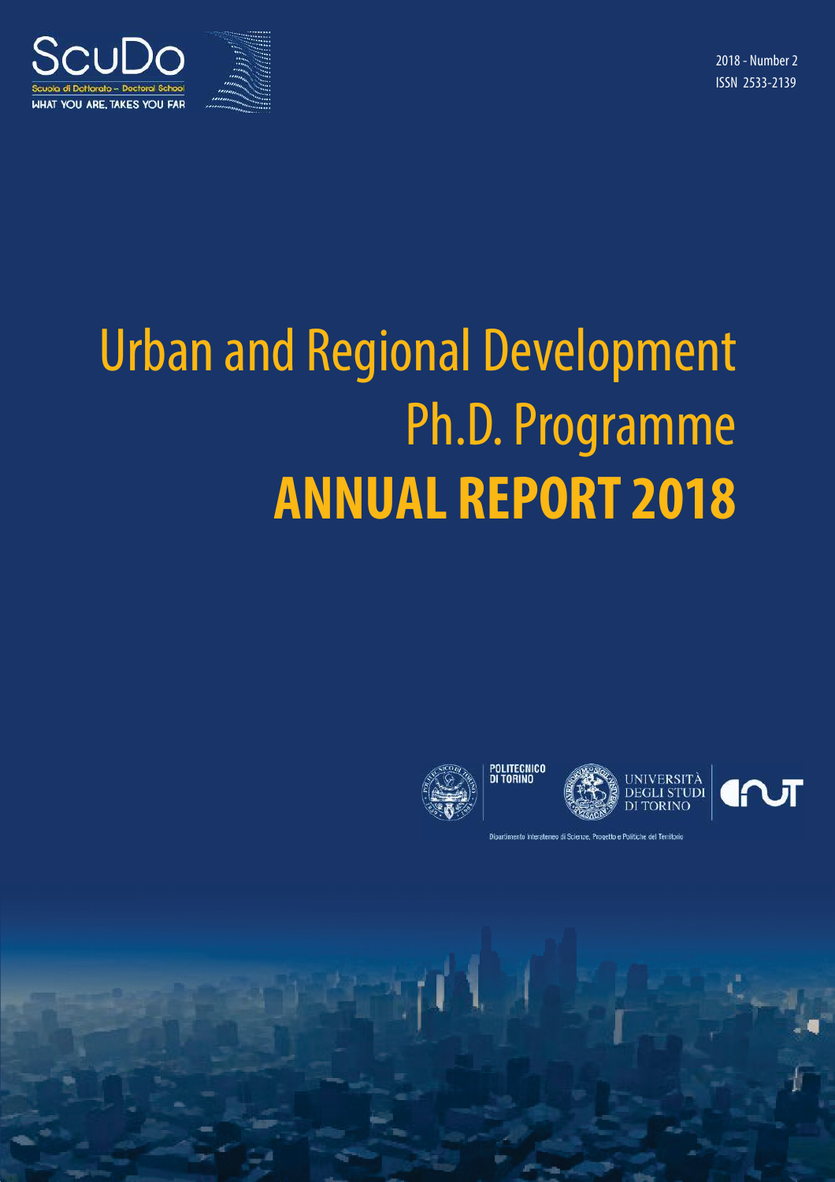ScuDo

Scuola di Dottorato – Doctoral School

WHAT YOU ARE, TAKES YOU FAR

2018 - Number 2

ISSN 2533-2139

# Urban and Regional Development Ph.D. Programme

# **ANNUAL REPORT 2018**

POLITECNICO DI TORINO

UNIVERSITÀ DEGLI STUDI DI TORINO

Dipartimento Interateneo di Scienze, Progetto e Politiche del Territorio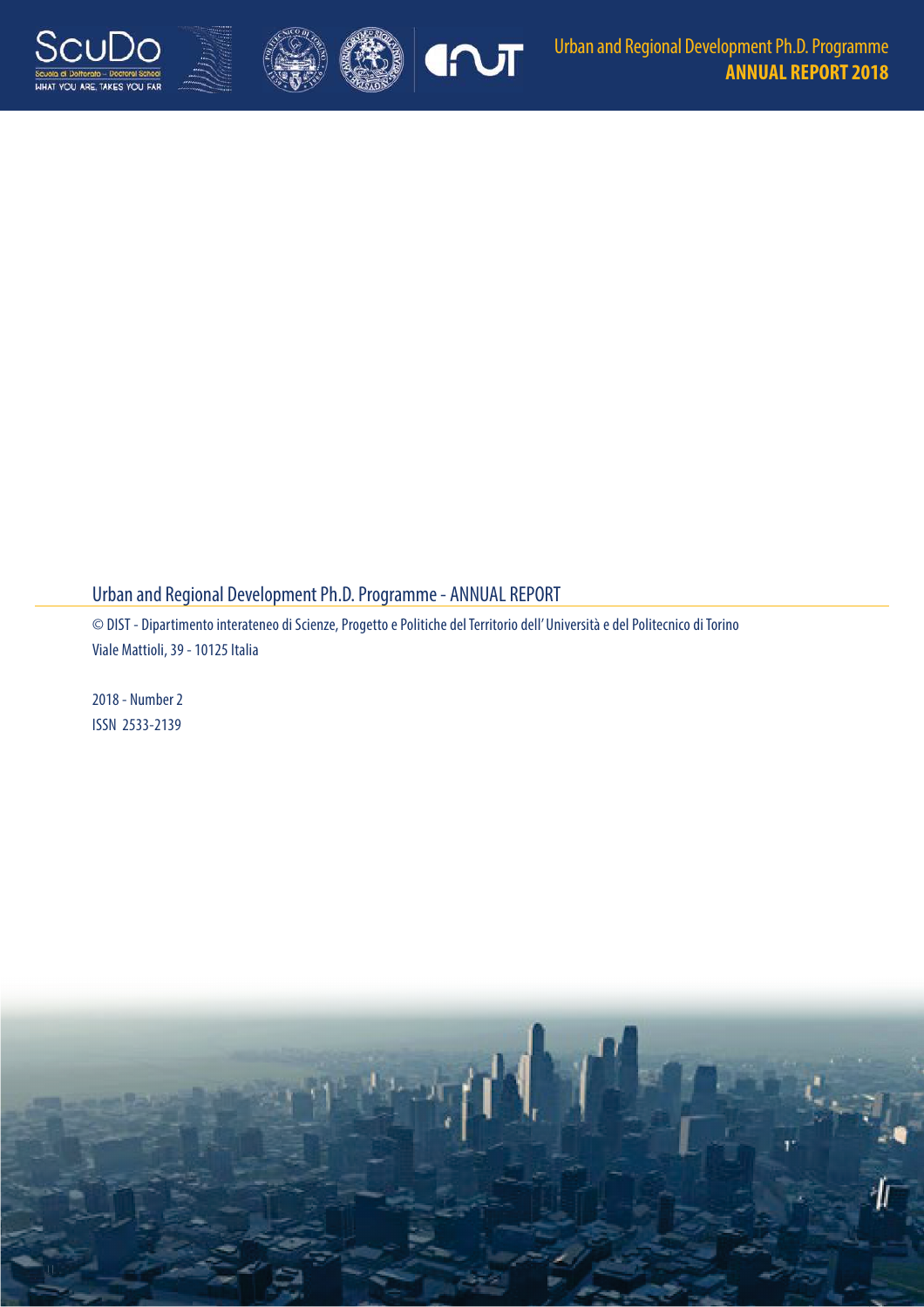Urban and Regional Development Ph.D. Programme - ANNUAL REPORT

© DIST - Dipartimento interateneo di Scienze, Progetto e Politiche del Territorio dell' Università e del Politecnico di Torino
Viale Mattioli, 39 - 10125 Italia

2018 - Number 2
ISSN 2533-2139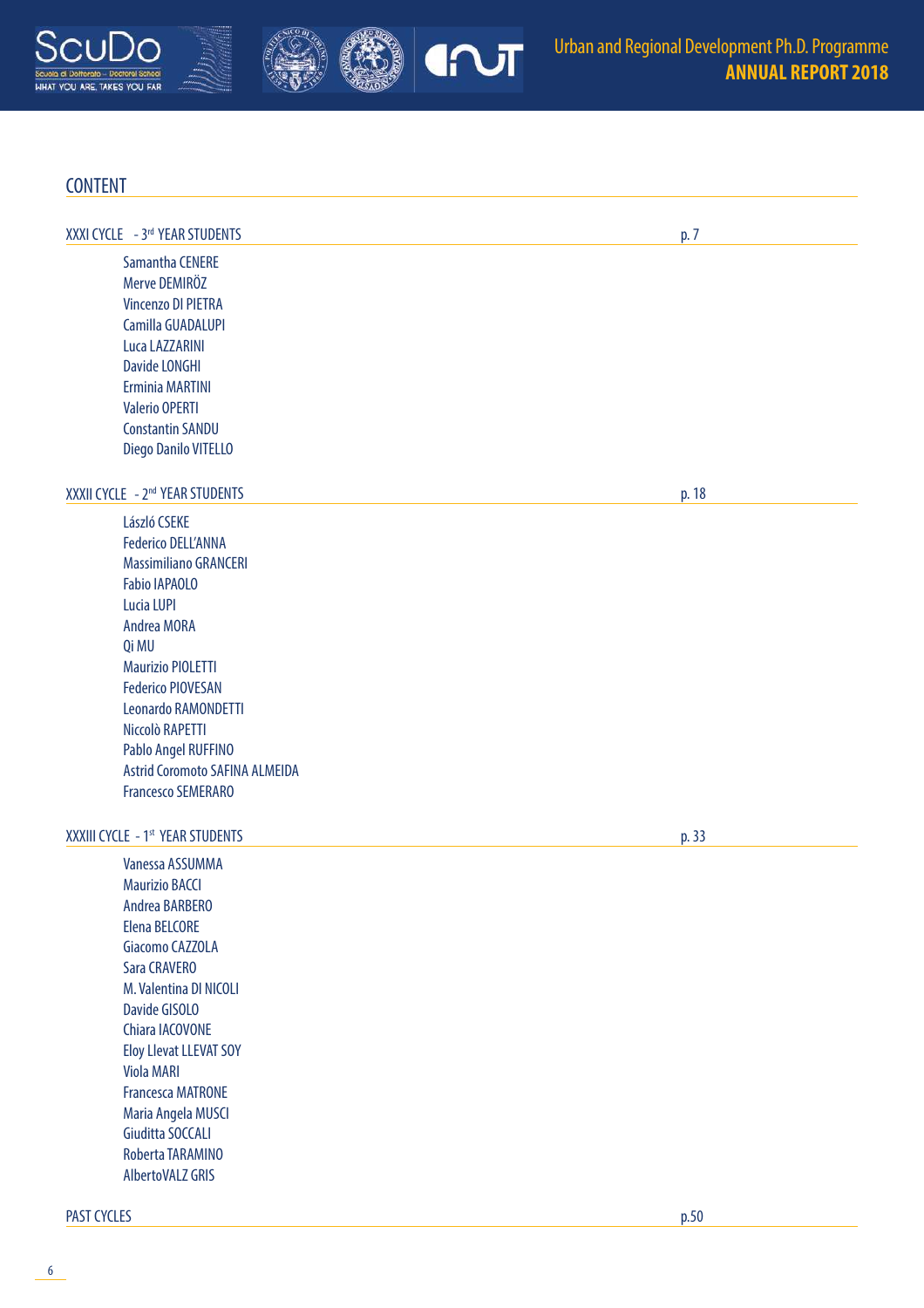# CONTENT

## XXXI CYCLE - 3rd YEAR STUDENTS — p. 7

- Samantha CENERE
- Merve DEMIRÖZ
- Vincenzo DI PIETRA
- Camilla GUADALUPI
- Luca LAZZARINI
- Davide LONGHI
- Erminia MARTINI
- Valerio OPERTI
- Constantin SANDU
- Diego Danilo VITELLO

## XXXII CYCLE - 2nd YEAR STUDENTS — p. 18

- László CSEKE
- Federico DELL'ANNA
- Massimiliano GRANCERI
- Fabio IAPAOLO
- Lucia LUPI
- Andrea MORA
- Qi MU
- Maurizio PIOLETTI
- Federico PIOVESAN
- Leonardo RAMONDETTI
- Niccolò RAPETTI
- Pablo Angel RUFFINO
- Astrid Coromoto SAFINA ALMEIDA
- Francesco SEMERARO

## XXXIII CYCLE - 1st YEAR STUDENTS — p. 33

- Vanessa ASSUMMA
- Maurizio BACCI
- Andrea BARBERO
- Elena BELCORE
- Giacomo CAZZOLA
- Sara CRAVERO
- M. Valentina DI NICOLI
- Davide GISOLO
- Chiara IACOVONE
- Eloy Llevat LLEVAT SOY
- Viola MARI
- Francesca MATRONE
- Maria Angela MUSCI
- Giuditta SOCCALI
- Roberta TARAMINO
- AlbertoVALZ GRIS

## PAST CYCLES — p.50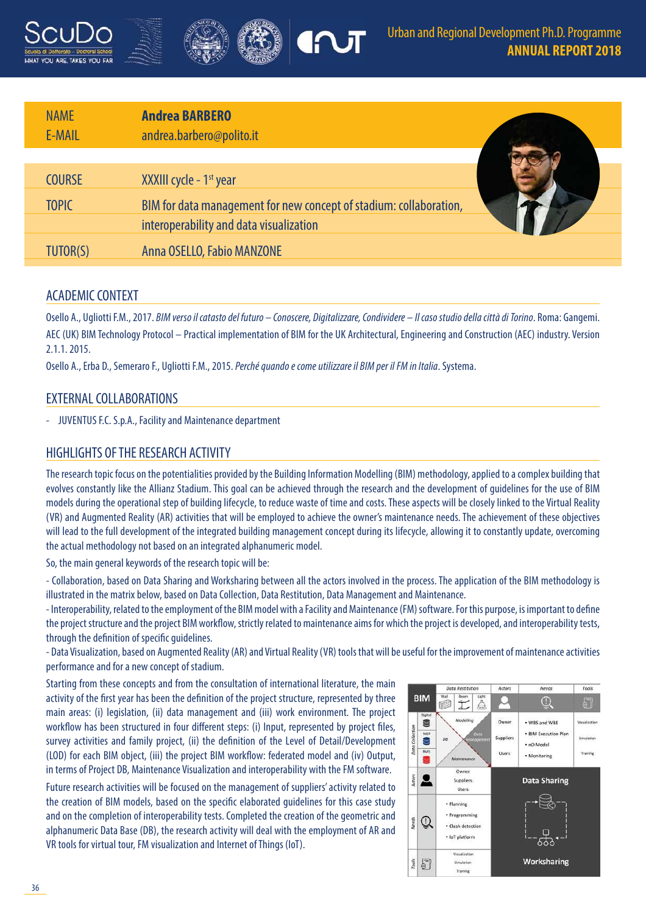| | |
|---|---|
| NAME | **Andrea BARBERO** |
| E-MAIL | andrea.barbero@polito.it |
| COURSE | XXXIII cycle - 1st year |
| TOPIC | BIM for data management for new concept of stadium: collaboration, interoperability and data visualization |
| TUTOR(S) | Anna OSELLO, Fabio MANZONE |

## ACADEMIC CONTEXT

Osello A., Ugliotti F.M., 2017. *BIM verso il catasto del futuro – Conoscere, Digitalizzare, Condividere – Il caso studio della città di Torino*. Roma: Gangemi.

AEC (UK) BIM Technology Protocol – Practical implementation of BIM for the UK Architectural, Engineering and Construction (AEC) industry. Version 2.1.1. 2015.

Osello A., Erba D., Semeraro F., Ugliotti F.M., 2015. *Perché quando e come utilizzare il BIM per il FM in Italia*. Systema.

## EXTERNAL COLLABORATIONS

- JUVENTUS F.C. S.p.A., Facility and Maintenance department

## HIGHLIGHTS OF THE RESEARCH ACTIVITY

The research topic focus on the potentialities provided by the Building Information Modelling (BIM) methodology, applied to a complex building that evolves constantly like the Allianz Stadium. This goal can be achieved through the research and the development of guidelines for the use of BIM models during the operational step of building lifecycle, to reduce waste of time and costs. These aspects will be closely linked to the Virtual Reality (VR) and Augmented Reality (AR) activities that will be employed to achieve the owner's maintenance needs. The achievement of these objectives will lead to the full development of the integrated building management concept during its lifecycle, allowing it to constantly update, overcoming the actual methodology not based on an integrated alphanumeric model.

So, the main general keywords of the research topic will be:

- Collaboration, based on Data Sharing and Worksharing between all the actors involved in the process. The application of the BIM methodology is illustrated in the matrix below, based on Data Collection, Data Restitution, Data Management and Maintenance.

- Interoperability, related to the employment of the BIM model with a Facility and Maintenance (FM) software. For this purpose, is important to define the project structure and the project BIM workflow, strictly related to maintenance aims for which the project is developed, and interoperability tests, through the definition of specific guidelines.

- Data Visualization, based on Augmented Reality (AR) and Virtual Reality (VR) tools that will be useful for the improvement of maintenance activities performance and for a new concept of stadium.

Starting from these concepts and from the consultation of international literature, the main activity of the first year has been the definition of the project structure, represented by three main areas: (i) legislation, (ii) data management and (iii) work environment. The project workflow has been structured in four different steps: (i) Input, represented by project files, survey activities and family project, (ii) the definition of the Level of Detail/Development (LOD) for each BIM object, (iii) the project BIM workflow: federated model and (iv) Output, in terms of Project DB, Maintenance Visualization and interoperability with the FM software.

Future research activities will be focused on the management of suppliers' activity related to the creation of BIM models, based on the specific elaborated guidelines for this case study and on the completion of interoperability tests. Completed the creation of the geometric and alphanumeric Data Base (DB), the research activity will deal with the employment of AR and VR tools for virtual tour, FM visualization and Internet of Things (IoT).

BIM
Data Restitution: Wall, Beam, Light
Actors
Needs
Tools
Data Collection: Digital, MEP, BMS
Modelling
DB
Data Management
Maintenance
Owner, Suppliers, Users
• WBS and WBE
• BIM Execution Plan
• nD Model
• Monitoring
Visualization, Simulation, Training
Actors: Owner, Suppliers, Users
Needs: • Planning • Programming • Clash detection • IoT platform
Tools: Visualization, Simulation, Training
Data Sharing
Worksharing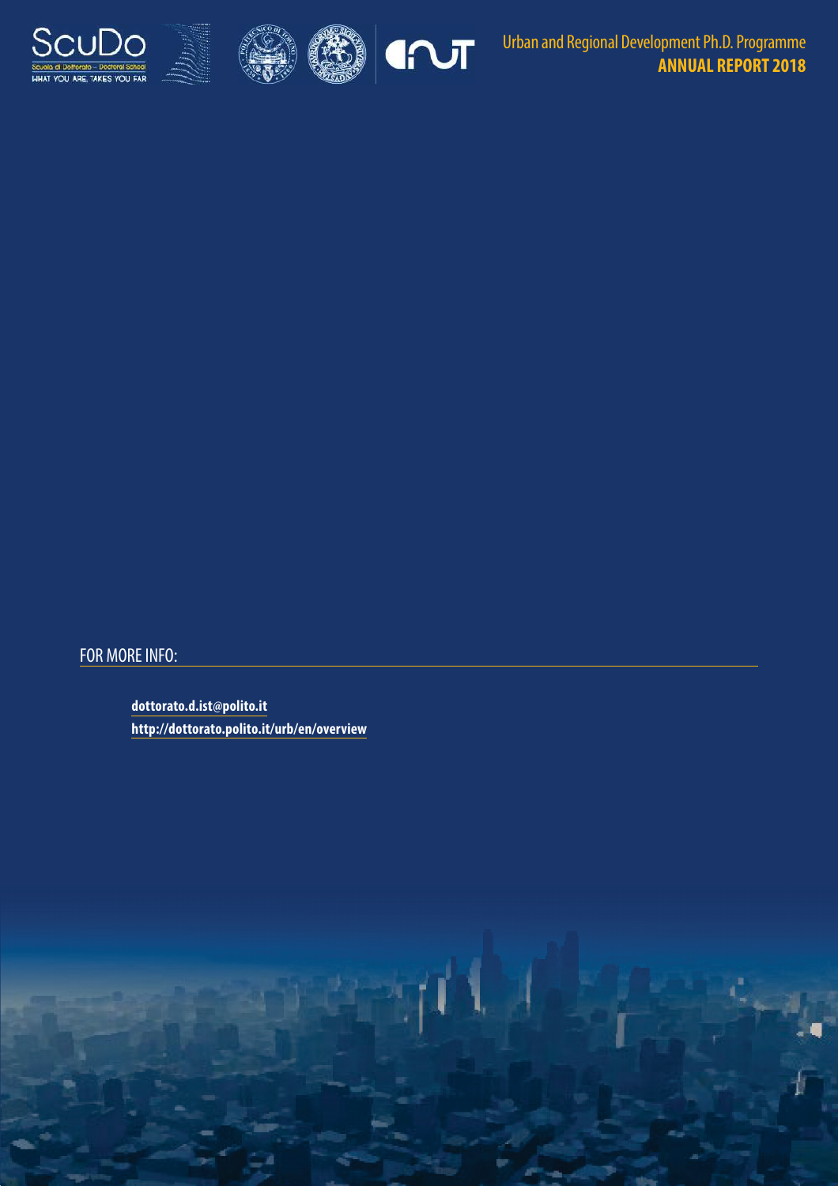Urban and Regional Development Ph.D. Programme
**ANNUAL REPORT 2018**

FOR MORE INFO:

**dottorato.d.ist@polito.it**
**http://dottorato.polito.it/urb/en/overview**